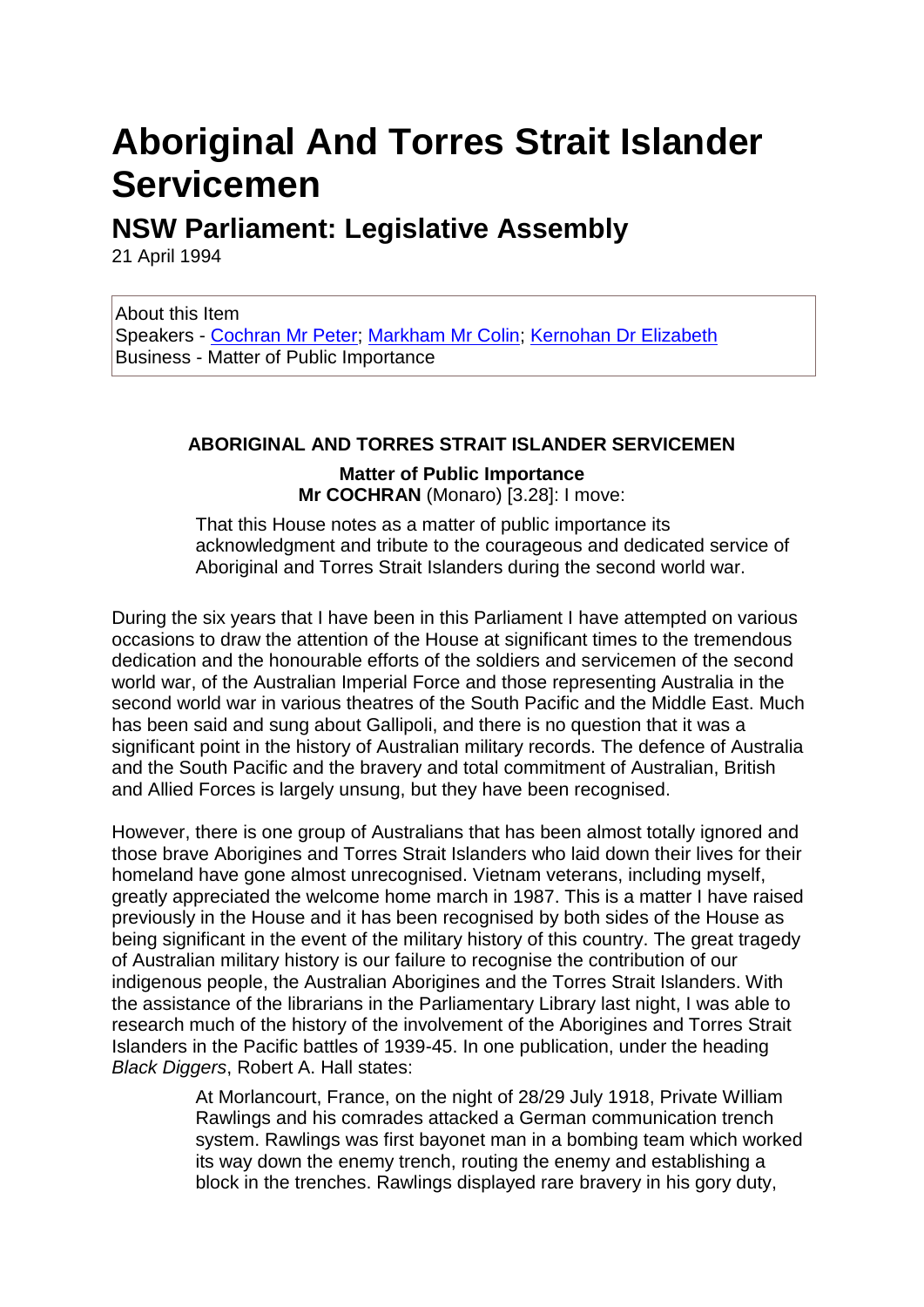# Aboriginal And Torres Strait Islander Servicemen

## NSW Parliament: Legislative Assembly

21 April 1994

About this Item
Speakers - Cochran Mr Peter; Markham Mr Colin; Kernohan Dr Elizabeth
Business - Matter of Public Importance

**ABORIGINAL AND TORRES STRAIT ISLANDER SERVICEMEN**

**Matter of Public Importance**
**Mr COCHRAN** (Monaro) [3.28]: I move:

> That this House notes as a matter of public importance its acknowledgment and tribute to the courageous and dedicated service of Aboriginal and Torres Strait Islanders during the second world war.

During the six years that I have been in this Parliament I have attempted on various occasions to draw the attention of the House at significant times to the tremendous dedication and the honourable efforts of the soldiers and servicemen of the second world war, of the Australian Imperial Force and those representing Australia in the second world war in various theatres of the South Pacific and the Middle East. Much has been said and sung about Gallipoli, and there is no question that it was a significant point in the history of Australian military records. The defence of Australia and the South Pacific and the bravery and total commitment of Australian, British and Allied Forces is largely unsung, but they have been recognised.

However, there is one group of Australians that has been almost totally ignored and those brave Aborigines and Torres Strait Islanders who laid down their lives for their homeland have gone almost unrecognised. Vietnam veterans, including myself, greatly appreciated the welcome home march in 1987. This is a matter I have raised previously in the House and it has been recognised by both sides of the House as being significant in the event of the military history of this country. The great tragedy of Australian military history is our failure to recognise the contribution of our indigenous people, the Australian Aborigines and the Torres Strait Islanders. With the assistance of the librarians in the Parliamentary Library last night, I was able to research much of the history of the involvement of the Aborigines and Torres Strait Islanders in the Pacific battles of 1939-45. In one publication, under the heading *Black Diggers*, Robert A. Hall states:

> At Morlancourt, France, on the night of 28/29 July 1918, Private William Rawlings and his comrades attacked a German communication trench system. Rawlings was first bayonet man in a bombing team which worked its way down the enemy trench, routing the enemy and establishing a block in the trenches. Rawlings displayed rare bravery in his gory duty,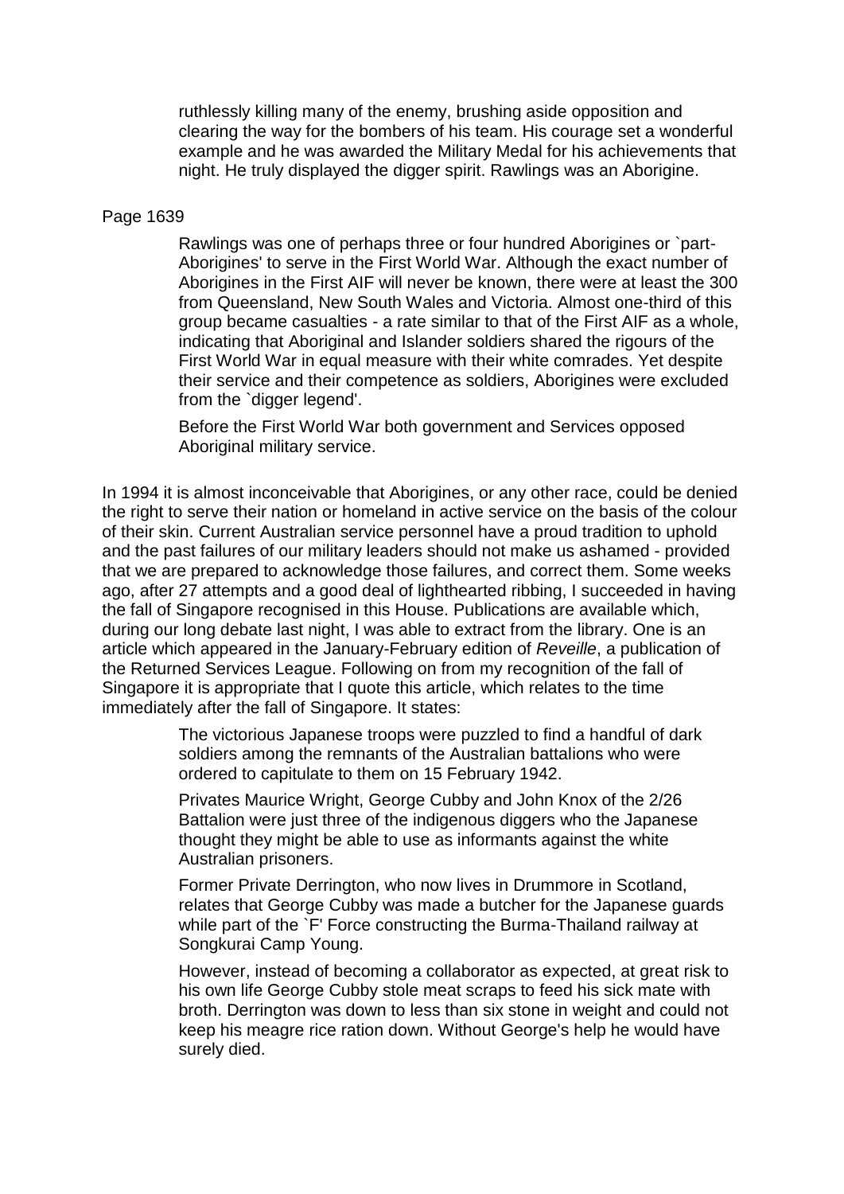> ruthlessly killing many of the enemy, brushing aside opposition and clearing the way for the bombers of his team. His courage set a wonderful example and he was awarded the Military Medal for his achievements that night. He truly displayed the digger spirit. Rawlings was an Aborigine.

Page 1639

> Rawlings was one of perhaps three or four hundred Aborigines or `part-Aborigines' to serve in the First World War. Although the exact number of Aborigines in the First AIF will never be known, there were at least the 300 from Queensland, New South Wales and Victoria. Almost one-third of this group became casualties - a rate similar to that of the First AIF as a whole, indicating that Aboriginal and Islander soldiers shared the rigours of the First World War in equal measure with their white comrades. Yet despite their service and their competence as soldiers, Aborigines were excluded from the `digger legend'.
>
> Before the First World War both government and Services opposed Aboriginal military service.

In 1994 it is almost inconceivable that Aborigines, or any other race, could be denied the right to serve their nation or homeland in active service on the basis of the colour of their skin. Current Australian service personnel have a proud tradition to uphold and the past failures of our military leaders should not make us ashamed - provided that we are prepared to acknowledge those failures, and correct them. Some weeks ago, after 27 attempts and a good deal of lighthearted ribbing, I succeeded in having the fall of Singapore recognised in this House. Publications are available which, during our long debate last night, I was able to extract from the library. One is an article which appeared in the January-February edition of *Reveille*, a publication of the Returned Services League. Following on from my recognition of the fall of Singapore it is appropriate that I quote this article, which relates to the time immediately after the fall of Singapore. It states:

> The victorious Japanese troops were puzzled to find a handful of dark soldiers among the remnants of the Australian battalions who were ordered to capitulate to them on 15 February 1942.
>
> Privates Maurice Wright, George Cubby and John Knox of the 2/26 Battalion were just three of the indigenous diggers who the Japanese thought they might be able to use as informants against the white Australian prisoners.
>
> Former Private Derrington, who now lives in Drummore in Scotland, relates that George Cubby was made a butcher for the Japanese guards while part of the `F' Force constructing the Burma-Thailand railway at Songkurai Camp Young.
>
> However, instead of becoming a collaborator as expected, at great risk to his own life George Cubby stole meat scraps to feed his sick mate with broth. Derrington was down to less than six stone in weight and could not keep his meagre rice ration down. Without George's help he would have surely died.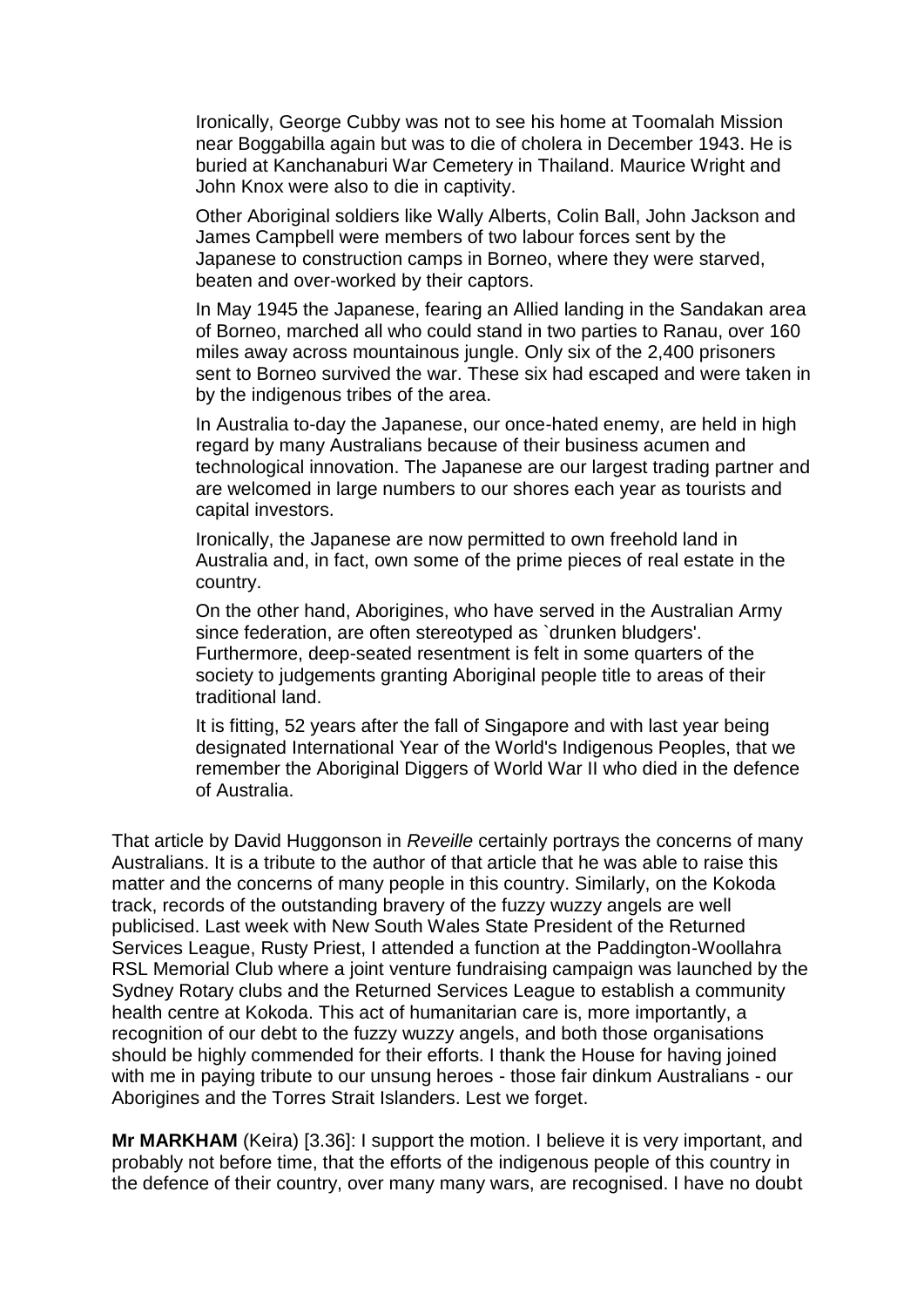> Ironically, George Cubby was not to see his home at Toomalah Mission near Boggabilla again but was to die of cholera in December 1943. He is buried at Kanchanaburi War Cemetery in Thailand. Maurice Wright and John Knox were also to die in captivity.
>
> Other Aboriginal soldiers like Wally Alberts, Colin Ball, John Jackson and James Campbell were members of two labour forces sent by the Japanese to construction camps in Borneo, where they were starved, beaten and over-worked by their captors.
>
> In May 1945 the Japanese, fearing an Allied landing in the Sandakan area of Borneo, marched all who could stand in two parties to Ranau, over 160 miles away across mountainous jungle. Only six of the 2,400 prisoners sent to Borneo survived the war. These six had escaped and were taken in by the indigenous tribes of the area.
>
> In Australia to-day the Japanese, our once-hated enemy, are held in high regard by many Australians because of their business acumen and technological innovation. The Japanese are our largest trading partner and are welcomed in large numbers to our shores each year as tourists and capital investors.
>
> Ironically, the Japanese are now permitted to own freehold land in Australia and, in fact, own some of the prime pieces of real estate in the country.
>
> On the other hand, Aborigines, who have served in the Australian Army since federation, are often stereotyped as `drunken bludgers'. Furthermore, deep-seated resentment is felt in some quarters of the society to judgements granting Aboriginal people title to areas of their traditional land.
>
> It is fitting, 52 years after the fall of Singapore and with last year being designated International Year of the World's Indigenous Peoples, that we remember the Aboriginal Diggers of World War II who died in the defence of Australia.

That article by David Huggonson in *Reveille* certainly portrays the concerns of many Australians. It is a tribute to the author of that article that he was able to raise this matter and the concerns of many people in this country. Similarly, on the Kokoda track, records of the outstanding bravery of the fuzzy wuzzy angels are well publicised. Last week with New South Wales State President of the Returned Services League, Rusty Priest, I attended a function at the Paddington-Woollahra RSL Memorial Club where a joint venture fundraising campaign was launched by the Sydney Rotary clubs and the Returned Services League to establish a community health centre at Kokoda. This act of humanitarian care is, more importantly, a recognition of our debt to the fuzzy wuzzy angels, and both those organisations should be highly commended for their efforts. I thank the House for having joined with me in paying tribute to our unsung heroes - those fair dinkum Australians - our Aborigines and the Torres Strait Islanders. Lest we forget.

**Mr MARKHAM** (Keira) [3.36]: I support the motion. I believe it is very important, and probably not before time, that the efforts of the indigenous people of this country in the defence of their country, over many many wars, are recognised. I have no doubt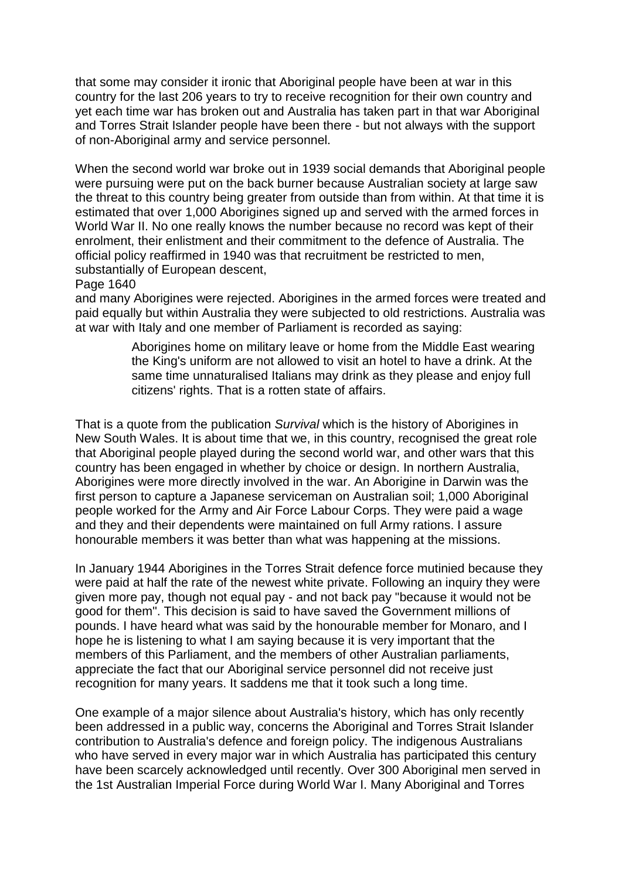that some may consider it ironic that Aboriginal people have been at war in this country for the last 206 years to try to receive recognition for their own country and yet each time war has broken out and Australia has taken part in that war Aboriginal and Torres Strait Islander people have been there - but not always with the support of non-Aboriginal army and service personnel.

When the second world war broke out in 1939 social demands that Aboriginal people were pursuing were put on the back burner because Australian society at large saw the threat to this country being greater from outside than from within. At that time it is estimated that over 1,000 Aborigines signed up and served with the armed forces in World War II. No one really knows the number because no record was kept of their enrolment, their enlistment and their commitment to the defence of Australia. The official policy reaffirmed in 1940 was that recruitment be restricted to men, substantially of European descent,

Page 1640

and many Aborigines were rejected. Aborigines in the armed forces were treated and paid equally but within Australia they were subjected to old restrictions. Australia was at war with Italy and one member of Parliament is recorded as saying:

> Aborigines home on military leave or home from the Middle East wearing the King's uniform are not allowed to visit an hotel to have a drink. At the same time unnaturalised Italians may drink as they please and enjoy full citizens' rights. That is a rotten state of affairs.

That is a quote from the publication *Survival* which is the history of Aborigines in New South Wales. It is about time that we, in this country, recognised the great role that Aboriginal people played during the second world war, and other wars that this country has been engaged in whether by choice or design. In northern Australia, Aborigines were more directly involved in the war. An Aborigine in Darwin was the first person to capture a Japanese serviceman on Australian soil; 1,000 Aboriginal people worked for the Army and Air Force Labour Corps. They were paid a wage and they and their dependents were maintained on full Army rations. I assure honourable members it was better than what was happening at the missions.

In January 1944 Aborigines in the Torres Strait defence force mutinied because they were paid at half the rate of the newest white private. Following an inquiry they were given more pay, though not equal pay - and not back pay "because it would not be good for them". This decision is said to have saved the Government millions of pounds. I have heard what was said by the honourable member for Monaro, and I hope he is listening to what I am saying because it is very important that the members of this Parliament, and the members of other Australian parliaments, appreciate the fact that our Aboriginal service personnel did not receive just recognition for many years. It saddens me that it took such a long time.

One example of a major silence about Australia's history, which has only recently been addressed in a public way, concerns the Aboriginal and Torres Strait Islander contribution to Australia's defence and foreign policy. The indigenous Australians who have served in every major war in which Australia has participated this century have been scarcely acknowledged until recently. Over 300 Aboriginal men served in the 1st Australian Imperial Force during World War I. Many Aboriginal and Torres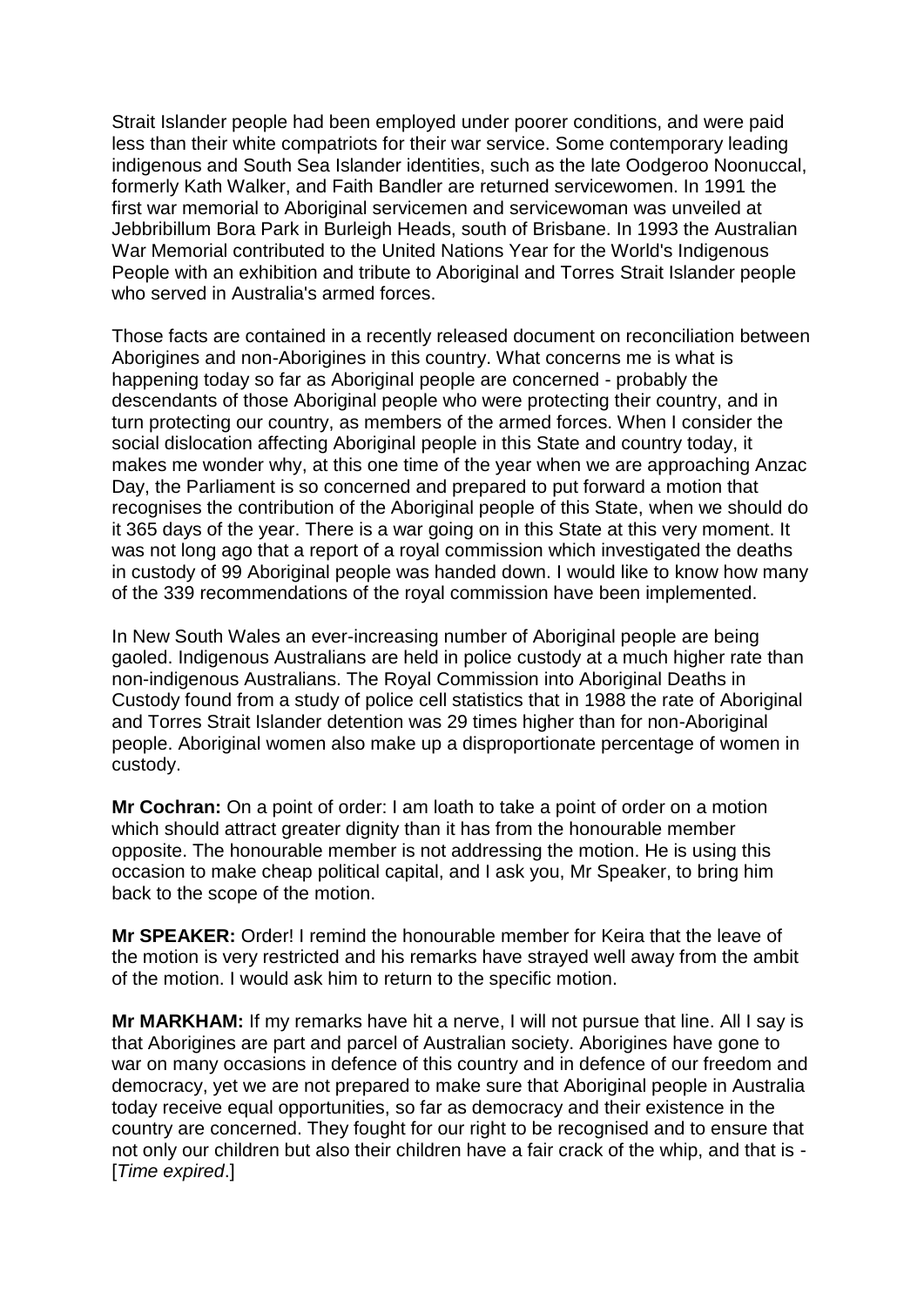Strait Islander people had been employed under poorer conditions, and were paid less than their white compatriots for their war service. Some contemporary leading indigenous and South Sea Islander identities, such as the late Oodgeroo Noonuccal, formerly Kath Walker, and Faith Bandler are returned servicewomen. In 1991 the first war memorial to Aboriginal servicemen and servicewoman was unveiled at Jebbribillum Bora Park in Burleigh Heads, south of Brisbane. In 1993 the Australian War Memorial contributed to the United Nations Year for the World's Indigenous People with an exhibition and tribute to Aboriginal and Torres Strait Islander people who served in Australia's armed forces.

Those facts are contained in a recently released document on reconciliation between Aborigines and non-Aborigines in this country. What concerns me is what is happening today so far as Aboriginal people are concerned - probably the descendants of those Aboriginal people who were protecting their country, and in turn protecting our country, as members of the armed forces. When I consider the social dislocation affecting Aboriginal people in this State and country today, it makes me wonder why, at this one time of the year when we are approaching Anzac Day, the Parliament is so concerned and prepared to put forward a motion that recognises the contribution of the Aboriginal people of this State, when we should do it 365 days of the year. There is a war going on in this State at this very moment. It was not long ago that a report of a royal commission which investigated the deaths in custody of 99 Aboriginal people was handed down. I would like to know how many of the 339 recommendations of the royal commission have been implemented.

In New South Wales an ever-increasing number of Aboriginal people are being gaoled. Indigenous Australians are held in police custody at a much higher rate than non-indigenous Australians. The Royal Commission into Aboriginal Deaths in Custody found from a study of police cell statistics that in 1988 the rate of Aboriginal and Torres Strait Islander detention was 29 times higher than for non-Aboriginal people. Aboriginal women also make up a disproportionate percentage of women in custody.

**Mr Cochran:** On a point of order: I am loath to take a point of order on a motion which should attract greater dignity than it has from the honourable member opposite. The honourable member is not addressing the motion. He is using this occasion to make cheap political capital, and I ask you, Mr Speaker, to bring him back to the scope of the motion.

**Mr SPEAKER:** Order! I remind the honourable member for Keira that the leave of the motion is very restricted and his remarks have strayed well away from the ambit of the motion. I would ask him to return to the specific motion.

**Mr MARKHAM:** If my remarks have hit a nerve, I will not pursue that line. All I say is that Aborigines are part and parcel of Australian society. Aborigines have gone to war on many occasions in defence of this country and in defence of our freedom and democracy, yet we are not prepared to make sure that Aboriginal people in Australia today receive equal opportunities, so far as democracy and their existence in the country are concerned. They fought for our right to be recognised and to ensure that not only our children but also their children have a fair crack of the whip, and that is - [*Time expired*.]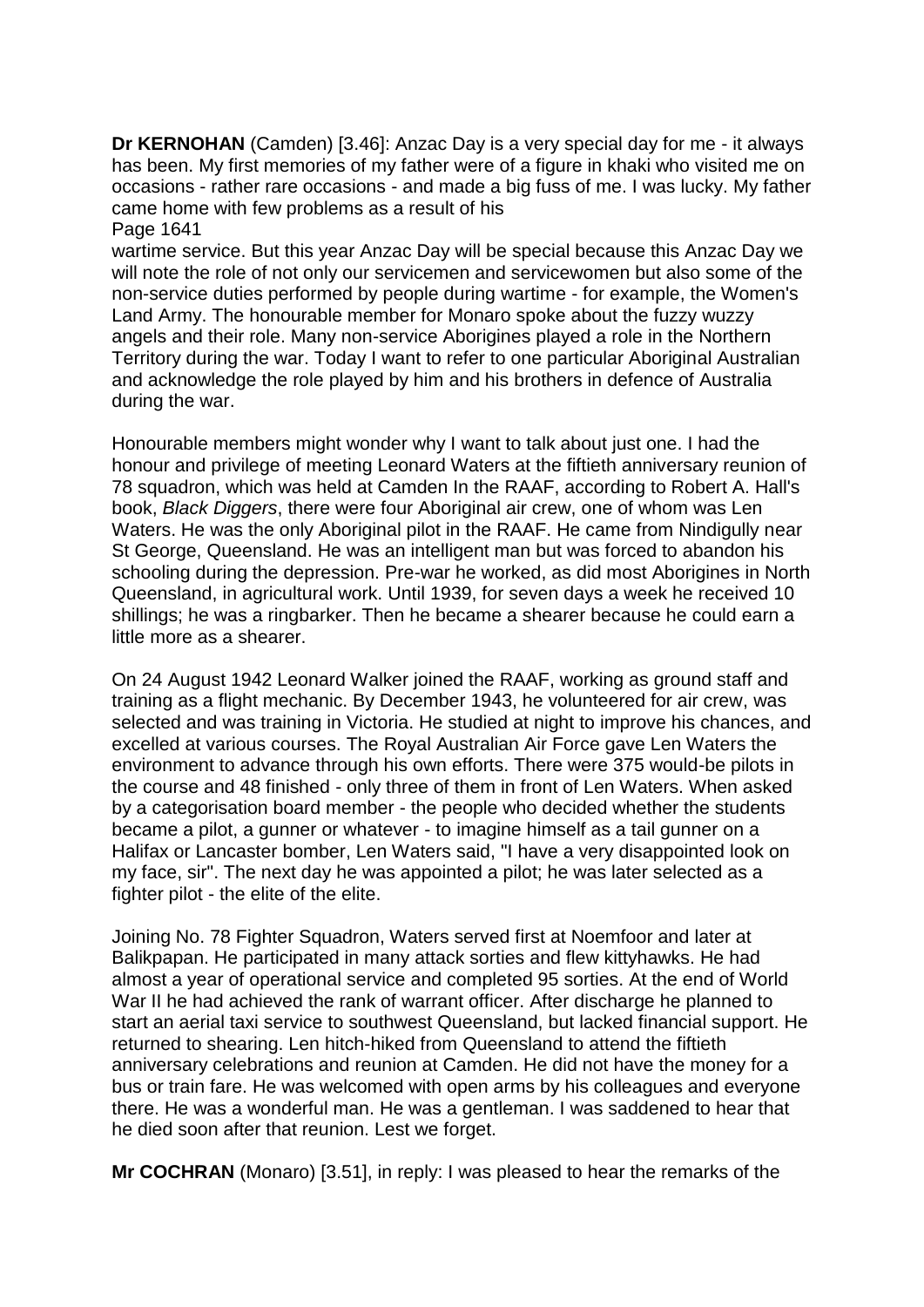**Dr KERNOHAN** (Camden) [3.46]: Anzac Day is a very special day for me - it always has been. My first memories of my father were of a figure in khaki who visited me on occasions - rather rare occasions - and made a big fuss of me. I was lucky. My father came home with few problems as a result of his

Page 1641

wartime service. But this year Anzac Day will be special because this Anzac Day we will note the role of not only our servicemen and servicewomen but also some of the non-service duties performed by people during wartime - for example, the Women's Land Army. The honourable member for Monaro spoke about the fuzzy wuzzy angels and their role. Many non-service Aborigines played a role in the Northern Territory during the war. Today I want to refer to one particular Aboriginal Australian and acknowledge the role played by him and his brothers in defence of Australia during the war.

Honourable members might wonder why I want to talk about just one. I had the honour and privilege of meeting Leonard Waters at the fiftieth anniversary reunion of 78 squadron, which was held at Camden In the RAAF, according to Robert A. Hall's book, *Black Diggers*, there were four Aboriginal air crew, one of whom was Len Waters. He was the only Aboriginal pilot in the RAAF. He came from Nindigully near St George, Queensland. He was an intelligent man but was forced to abandon his schooling during the depression. Pre-war he worked, as did most Aborigines in North Queensland, in agricultural work. Until 1939, for seven days a week he received 10 shillings; he was a ringbarker. Then he became a shearer because he could earn a little more as a shearer.

On 24 August 1942 Leonard Walker joined the RAAF, working as ground staff and training as a flight mechanic. By December 1943, he volunteered for air crew, was selected and was training in Victoria. He studied at night to improve his chances, and excelled at various courses. The Royal Australian Air Force gave Len Waters the environment to advance through his own efforts. There were 375 would-be pilots in the course and 48 finished - only three of them in front of Len Waters. When asked by a categorisation board member - the people who decided whether the students became a pilot, a gunner or whatever - to imagine himself as a tail gunner on a Halifax or Lancaster bomber, Len Waters said, "I have a very disappointed look on my face, sir". The next day he was appointed a pilot; he was later selected as a fighter pilot - the elite of the elite.

Joining No. 78 Fighter Squadron, Waters served first at Noemfoor and later at Balikpapan. He participated in many attack sorties and flew kittyhawks. He had almost a year of operational service and completed 95 sorties. At the end of World War II he had achieved the rank of warrant officer. After discharge he planned to start an aerial taxi service to southwest Queensland, but lacked financial support. He returned to shearing. Len hitch-hiked from Queensland to attend the fiftieth anniversary celebrations and reunion at Camden. He did not have the money for a bus or train fare. He was welcomed with open arms by his colleagues and everyone there. He was a wonderful man. He was a gentleman. I was saddened to hear that he died soon after that reunion. Lest we forget.

**Mr COCHRAN** (Monaro) [3.51], in reply: I was pleased to hear the remarks of the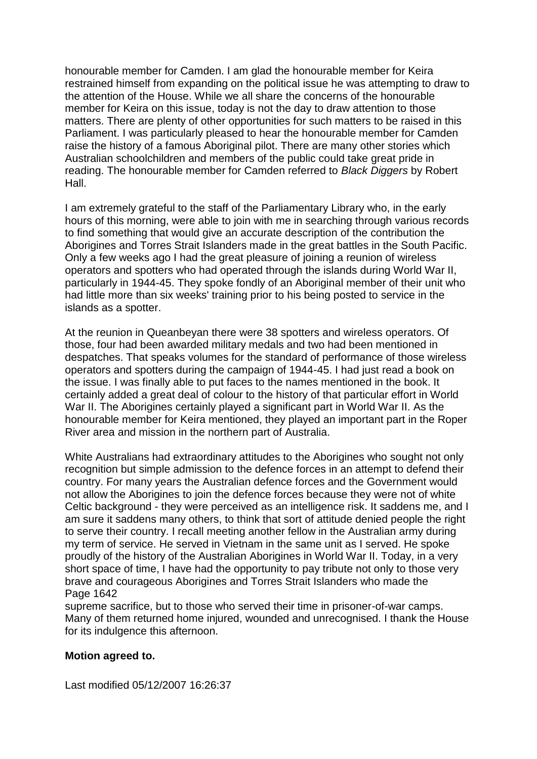honourable member for Camden. I am glad the honourable member for Keira restrained himself from expanding on the political issue he was attempting to draw to the attention of the House. While we all share the concerns of the honourable member for Keira on this issue, today is not the day to draw attention to those matters. There are plenty of other opportunities for such matters to be raised in this Parliament. I was particularly pleased to hear the honourable member for Camden raise the history of a famous Aboriginal pilot. There are many other stories which Australian schoolchildren and members of the public could take great pride in reading. The honourable member for Camden referred to *Black Diggers* by Robert Hall.

I am extremely grateful to the staff of the Parliamentary Library who, in the early hours of this morning, were able to join with me in searching through various records to find something that would give an accurate description of the contribution the Aborigines and Torres Strait Islanders made in the great battles in the South Pacific. Only a few weeks ago I had the great pleasure of joining a reunion of wireless operators and spotters who had operated through the islands during World War II, particularly in 1944-45. They spoke fondly of an Aboriginal member of their unit who had little more than six weeks' training prior to his being posted to service in the islands as a spotter.

At the reunion in Queanbeyan there were 38 spotters and wireless operators. Of those, four had been awarded military medals and two had been mentioned in despatches. That speaks volumes for the standard of performance of those wireless operators and spotters during the campaign of 1944-45. I had just read a book on the issue. I was finally able to put faces to the names mentioned in the book. It certainly added a great deal of colour to the history of that particular effort in World War II. The Aborigines certainly played a significant part in World War II. As the honourable member for Keira mentioned, they played an important part in the Roper River area and mission in the northern part of Australia.

White Australians had extraordinary attitudes to the Aborigines who sought not only recognition but simple admission to the defence forces in an attempt to defend their country. For many years the Australian defence forces and the Government would not allow the Aborigines to join the defence forces because they were not of white Celtic background - they were perceived as an intelligence risk. It saddens me, and I am sure it saddens many others, to think that sort of attitude denied people the right to serve their country. I recall meeting another fellow in the Australian army during my term of service. He served in Vietnam in the same unit as I served. He spoke proudly of the history of the Australian Aborigines in World War II. Today, in a very short space of time, I have had the opportunity to pay tribute not only to those very brave and courageous Aborigines and Torres Strait Islanders who made the
Page 1642
supreme sacrifice, but to those who served their time in prisoner-of-war camps. Many of them returned home injured, wounded and unrecognised. I thank the House for its indulgence this afternoon.

**Motion agreed to.**

Last modified 05/12/2007 16:26:37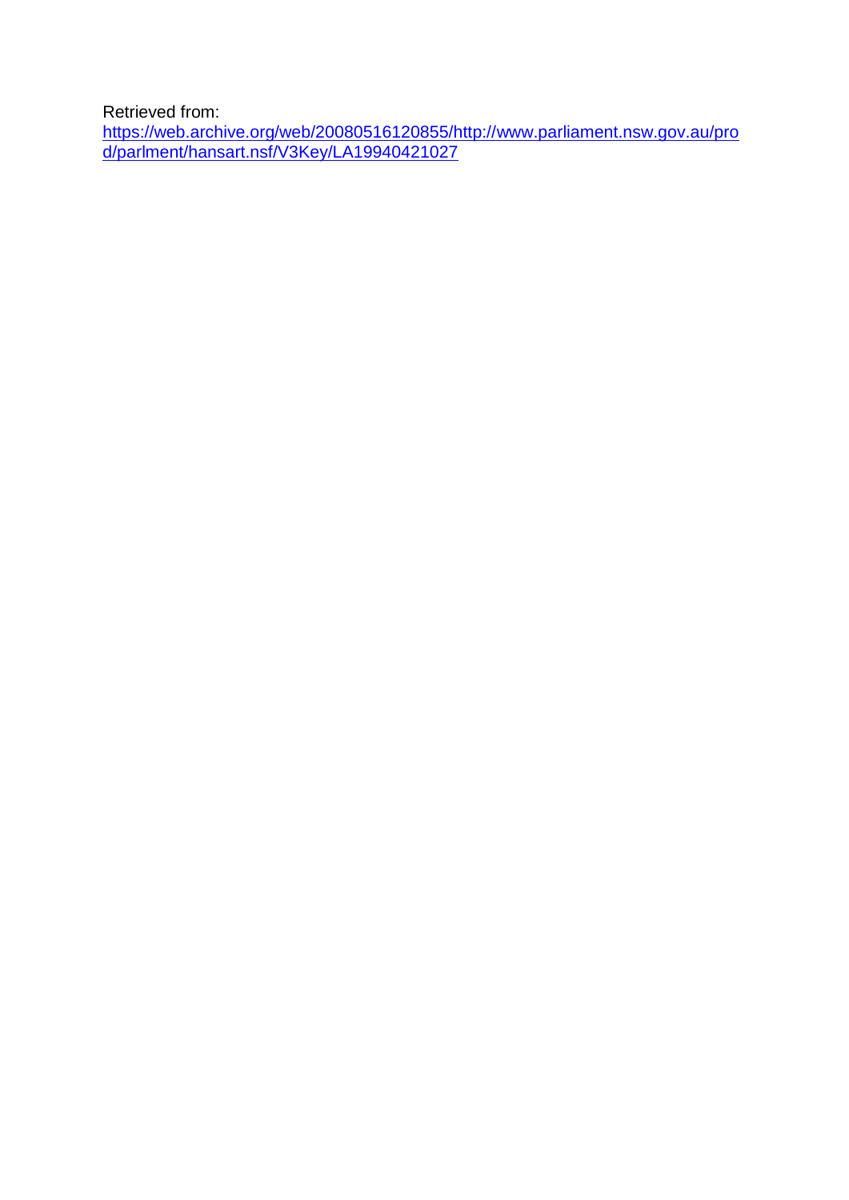Retrieved from:
https://web.archive.org/web/20080516120855/http://www.parliament.nsw.gov.au/prod/parlment/hansart.nsf/V3Key/LA19940421027